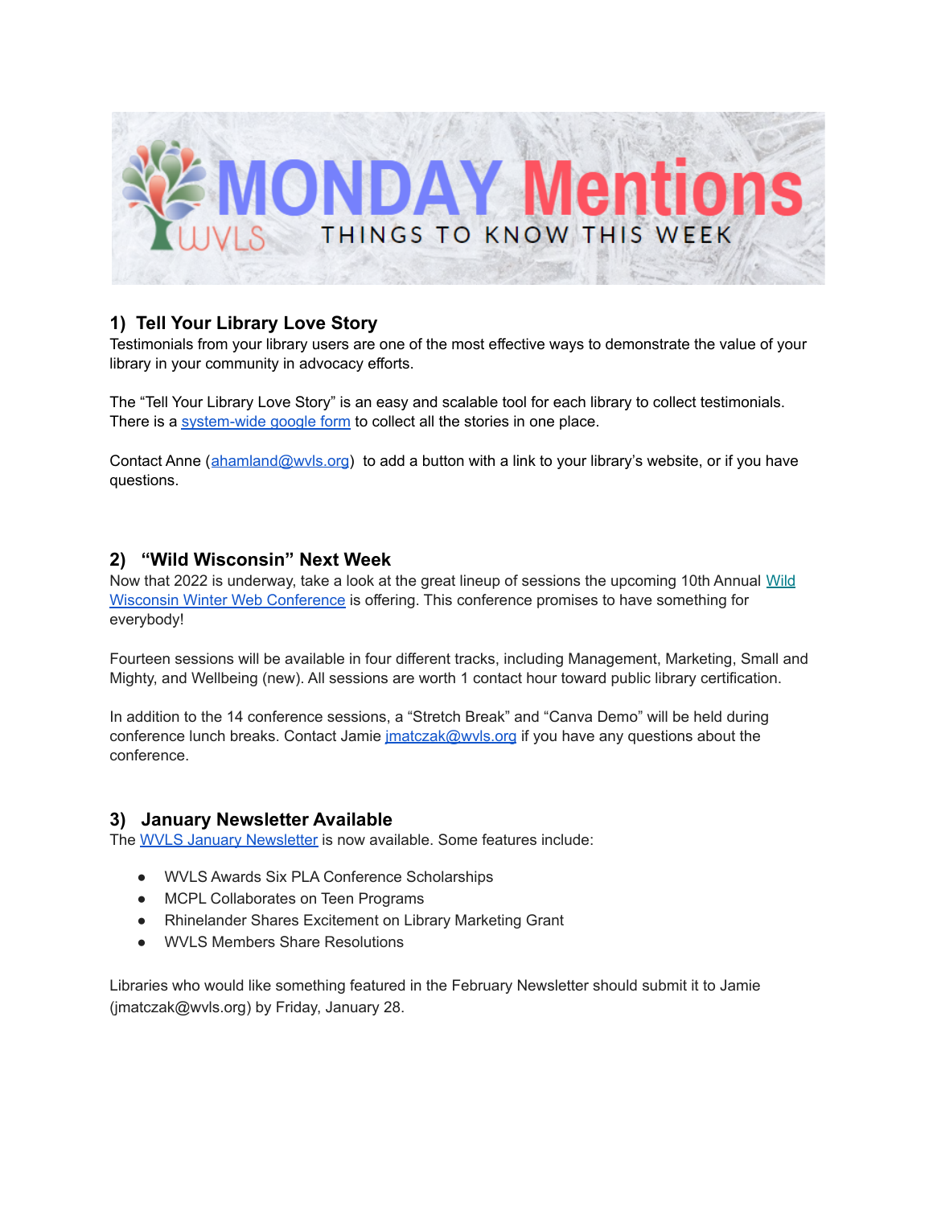# MONDAY Mentions

THINGS TO KNOW THIS WEEK

## 1) Tell Your Library Love Story

Testimonials from your library users are one of the most effective ways to demonstrate the value of your library in your community in advocacy efforts.

The "Tell Your Library Love Story" is an easy and scalable tool for each library to collect testimonials. There is a system-wide google form to collect all the stories in one place.

Contact Anne (ahamland@wvls.org) to add a button with a link to your library's website, or if you have questions.

## 2) "Wild Wisconsin" Next Week

Now that 2022 is underway, take a look at the great lineup of sessions the upcoming 10th Annual Wild Wisconsin Winter Web Conference is offering. This conference promises to have something for everybody!

Fourteen sessions will be available in four different tracks, including Management, Marketing, Small and Mighty, and Wellbeing (new). All sessions are worth 1 contact hour toward public library certification.

In addition to the 14 conference sessions, a "Stretch Break" and "Canva Demo" will be held during conference lunch breaks. Contact Jamie jmatczak@wvls.org if you have any questions about the conference.

## 3) January Newsletter Available

The WVLS January Newsletter is now available. Some features include:

- WVLS Awards Six PLA Conference Scholarships
- MCPL Collaborates on Teen Programs
- Rhinelander Shares Excitement on Library Marketing Grant
- WVLS Members Share Resolutions

Libraries who would like something featured in the February Newsletter should submit it to Jamie (jmatczak@wvls.org) by Friday, January 28.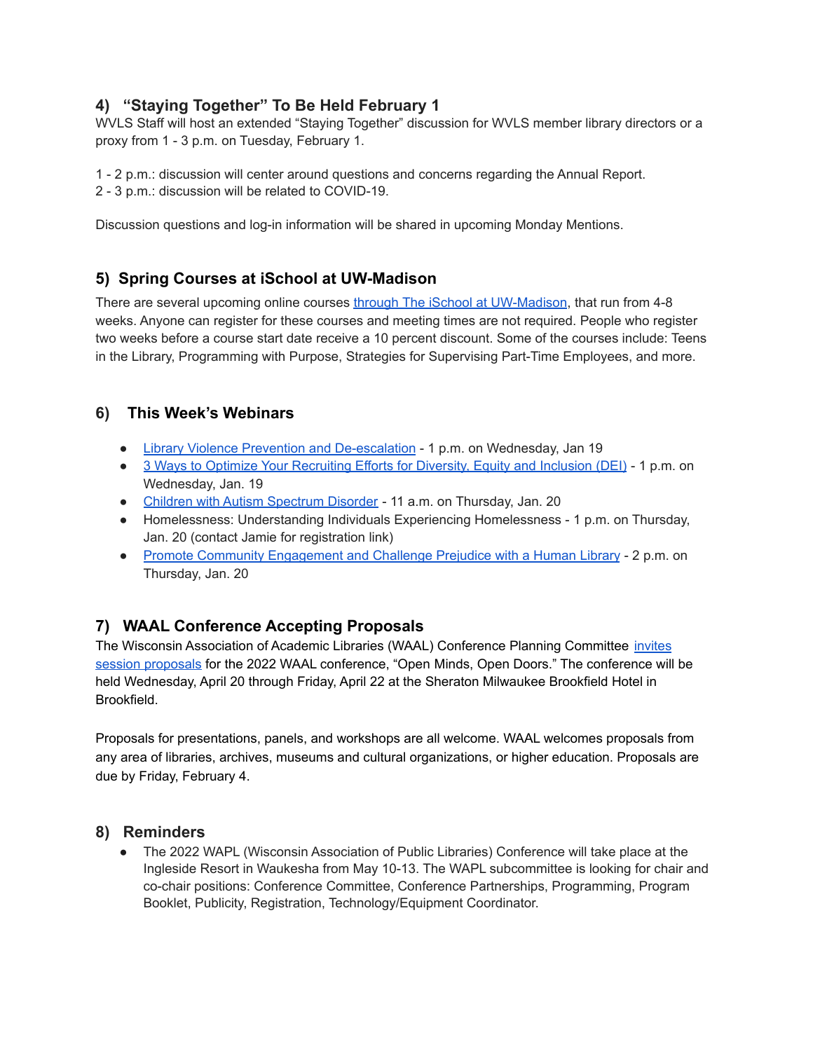## 4) "Staying Together" To Be Held February 1

WVLS Staff will host an extended "Staying Together" discussion for WVLS member library directors or a proxy from 1 - 3 p.m. on Tuesday, February 1.

1 - 2 p.m.: discussion will center around questions and concerns regarding the Annual Report.
2 - 3 p.m.: discussion will be related to COVID-19.

Discussion questions and log-in information will be shared in upcoming Monday Mentions.

## 5) Spring Courses at iSchool at UW-Madison

There are several upcoming online courses through The iSchool at UW-Madison, that run from 4-8 weeks. Anyone can register for these courses and meeting times are not required. People who register two weeks before a course start date receive a 10 percent discount. Some of the courses include: Teens in the Library, Programming with Purpose, Strategies for Supervising Part-Time Employees, and more.

## 6) This Week's Webinars

- Library Violence Prevention and De-escalation - 1 p.m. on Wednesday, Jan 19
- 3 Ways to Optimize Your Recruiting Efforts for Diversity, Equity and Inclusion (DEI) - 1 p.m. on Wednesday, Jan. 19
- Children with Autism Spectrum Disorder - 11 a.m. on Thursday, Jan. 20
- Homelessness: Understanding Individuals Experiencing Homelessness - 1 p.m. on Thursday, Jan. 20 (contact Jamie for registration link)
- Promote Community Engagement and Challenge Prejudice with a Human Library - 2 p.m. on Thursday, Jan. 20

## 7) WAAL Conference Accepting Proposals

The Wisconsin Association of Academic Libraries (WAAL) Conference Planning Committee invites session proposals for the 2022 WAAL conference, "Open Minds, Open Doors." The conference will be held Wednesday, April 20 through Friday, April 22 at the Sheraton Milwaukee Brookfield Hotel in Brookfield.

Proposals for presentations, panels, and workshops are all welcome. WAAL welcomes proposals from any area of libraries, archives, museums and cultural organizations, or higher education. Proposals are due by Friday, February 4.

## 8) Reminders

- The 2022 WAPL (Wisconsin Association of Public Libraries) Conference will take place at the Ingleside Resort in Waukesha from May 10-13. The WAPL subcommittee is looking for chair and co-chair positions: Conference Committee, Conference Partnerships, Programming, Program Booklet, Publicity, Registration, Technology/Equipment Coordinator.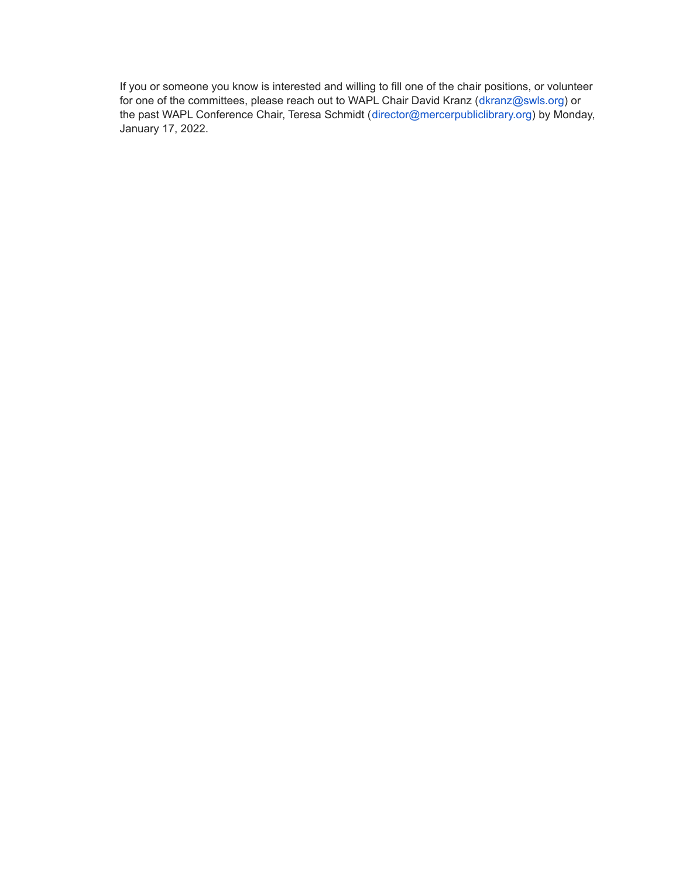If you or someone you know is interested and willing to fill one of the chair positions, or volunteer for one of the committees, please reach out to WAPL Chair David Kranz (dkranz@swls.org) or the past WAPL Conference Chair, Teresa Schmidt (director@mercerpubliclibrary.org) by Monday, January 17, 2022.